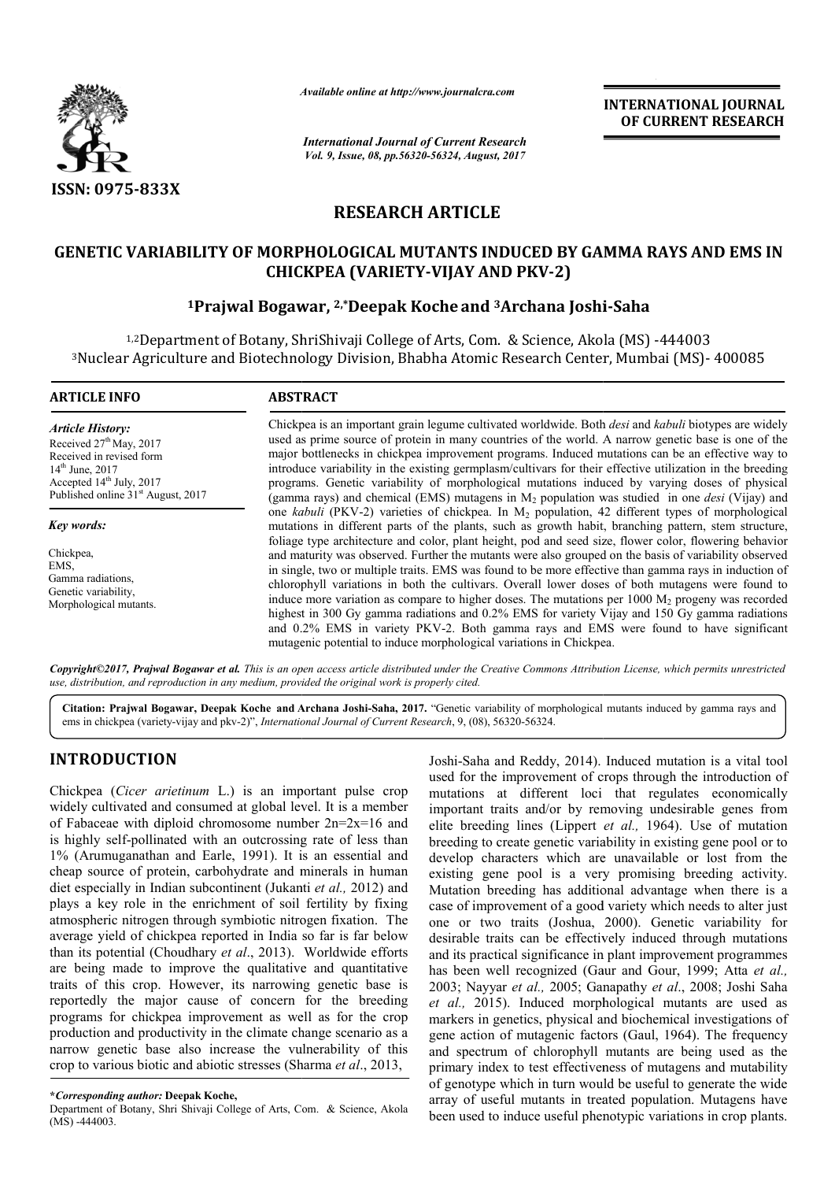*Available online at http://www.journalcra.com*

*International Journal of Current Research*
*Vol. 9, Issue, 08, pp.56320-56324, August, 2017*

**INTERNATIONAL JOURNAL OF CURRENT RESEARCH**

ISSN: 0975-833X

## RESEARCH ARTICLE

# GENETIC VARIABILITY OF MORPHOLOGICAL MUTANTS INDUCED BY GAMMA RAYS AND EMS IN CHICKPEA (VARIETY-VIJAY AND PKV-2)

**[1]Prajwal Bogawar, [2,*]Deepak Koche and [3]Archana Joshi-Saha**

[1,2]Department of Botany, ShriShivaji College of Arts, Com. & Science, Akola (MS) -444003
[3]Nuclear Agriculture and Biotechnology Division, Bhabha Atomic Research Center, Mumbai (MS)- 400085

**ARTICLE INFO**

*Article History:*
Received 27[th] May, 2017
Received in revised form
14[th] June, 2017
Accepted 14[th] July, 2017
Published online 31[st] August, 2017

*Key words:*

Chickpea,
EMS,
Gamma radiations,
Genetic variability,
Morphological mutants.

**ABSTRACT**

Chickpea is an important grain legume cultivated worldwide. Both *desi* and *kabuli* biotypes are widely used as prime source of protein in many countries of the world. A narrow genetic base is one of the major bottlenecks in chickpea improvement programs. Induced mutations can be an effective way to introduce variability in the existing germplasm/cultivars for their effective utilization in the breeding programs. Genetic variability of morphological mutations induced by varying doses of physical (gamma rays) and chemical (EMS) mutagens in $M_2$ population was studied in one *desi* (Vijay) and one *kabuli* (PKV-2) varieties of chickpea. In $M_2$ population, 42 different types of morphological mutations in different parts of the plants, such as growth habit, branching pattern, stem structure, foliage type architecture and color, plant height, pod and seed size, flower color, flowering behavior and maturity was observed. Further the mutants were also grouped on the basis of variability observed in single, two or multiple traits. EMS was found to be more effective than gamma rays in induction of chlorophyll variations in both the cultivars. Overall lower doses of both mutagens were found to induce more variation as compare to higher doses. The mutations per 1000 $M_2$ progeny was recorded highest in 300 Gy gamma radiations and 0.2% EMS for variety Vijay and 150 Gy gamma radiations and 0.2% EMS in variety PKV-2. Both gamma rays and EMS were found to have significant mutagenic potential to induce morphological variations in Chickpea.

*Copyright©2017, Prajwal Bogawar et al. This is an open access article distributed under the Creative Commons Attribution License, which permits unrestricted use, distribution, and reproduction in any medium, provided the original work is properly cited.*

**Citation: Prajwal Bogawar, Deepak Koche and Archana Joshi-Saha, 2017.** "Genetic variability of morphological mutants induced by gamma rays and ems in chickpea (variety-vijay and pkv-2)", *International Journal of Current Research*, 9, (08), 56320-56324.

## INTRODUCTION

Chickpea (*Cicer arietinum* L.) is an important pulse crop widely cultivated and consumed at global level. It is a member of Fabaceae with diploid chromosome number 2n=2x=16 and is highly self-pollinated with an outcrossing rate of less than 1% (Arumuganathan and Earle, 1991). It is an essential and cheap source of protein, carbohydrate and minerals in human diet especially in Indian subcontinent (Jukanti *et al.,* 2012) and plays a key role in the enrichment of soil fertility by fixing atmospheric nitrogen through symbiotic nitrogen fixation. The average yield of chickpea reported in India so far is far below than its potential (Choudhary *et al*., 2013). Worldwide efforts are being made to improve the qualitative and quantitative traits of this crop. However, its narrowing genetic base is reportedly the major cause of concern for the breeding programs for chickpea improvement as well as for the crop production and productivity in the climate change scenario as a narrow genetic base also increase the vulnerability of this crop to various biotic and abiotic stresses (Sharma *et al*., 2013, Joshi-Saha and Reddy, 2014). Induced mutation is a vital tool used for the improvement of crops through the introduction of mutations at different loci that regulates economically important traits and/or by removing undesirable genes from elite breeding lines (Lippert *et al.,* 1964). Use of mutation breeding to create genetic variability in existing gene pool or to develop characters which are unavailable or lost from the existing gene pool is a very promising breeding activity. Mutation breeding has additional advantage when there is a case of improvement of a good variety which needs to alter just one or two traits (Joshua, 2000). Genetic variability for desirable traits can be effectively induced through mutations and its practical significance in plant improvement programmes has been well recognized (Gaur and Gour, 1999; Atta *et al.,* 2003; Nayyar *et al.,* 2005; Ganapathy *et al*., 2008; Joshi Saha *et al.,* 2015). Induced morphological mutants are used as markers in genetics, physical and biochemical investigations of gene action of mutagenic factors (Gaul, 1964). The frequency and spectrum of chlorophyll mutants are being used as the primary index to test effectiveness of mutagens and mutability of genotype which in turn would be useful to generate the wide array of useful mutants in treated population. Mutagens have been used to induce useful phenotypic variations in crop plants.

***Corresponding author:** **Deepak Koche,**
Department of Botany, Shri Shivaji College of Arts, Com. & Science, Akola (MS) -444003.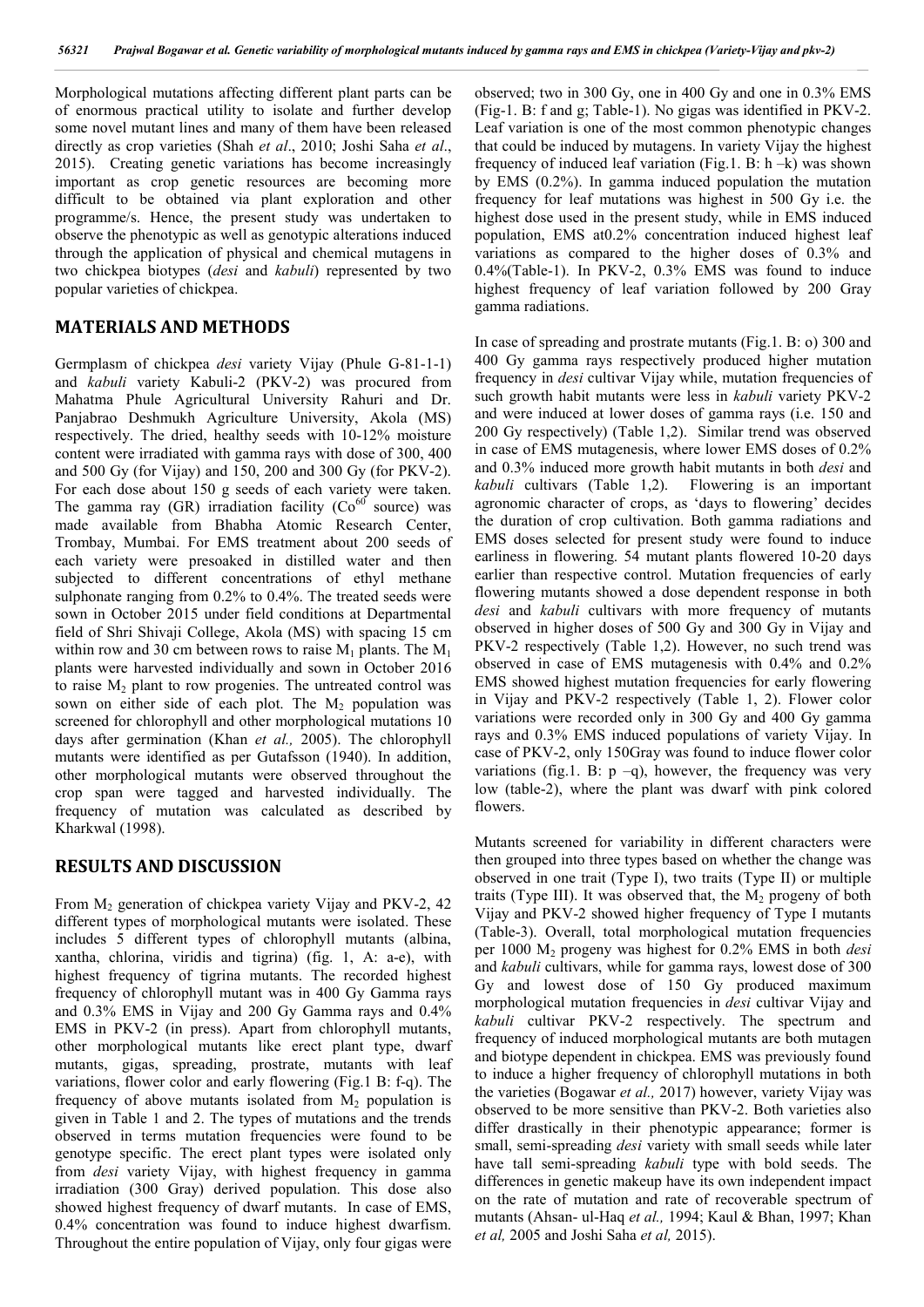Morphological mutations affecting different plant parts can be of enormous practical utility to isolate and further develop some novel mutant lines and many of them have been released directly as crop varieties (Shah *et al*., 2010; Joshi Saha *et al*., 2015). Creating genetic variations has become increasingly important as crop genetic resources are becoming more difficult to be obtained via plant exploration and other programme/s. Hence, the present study was undertaken to observe the phenotypic as well as genotypic alterations induced through the application of physical and chemical mutagens in two chickpea biotypes (*desi* and *kabuli*) represented by two popular varieties of chickpea.

## MATERIALS AND METHODS

Germplasm of chickpea *desi* variety Vijay (Phule G-81-1-1) and *kabuli* variety Kabuli-2 (PKV-2) was procured from Mahatma Phule Agricultural University Rahuri and Dr. Panjabrao Deshmukh Agriculture University, Akola (MS) respectively. The dried, healthy seeds with 10-12% moisture content were irradiated with gamma rays with dose of 300, 400 and 500 Gy (for Vijay) and 150, 200 and 300 Gy (for PKV-2). For each dose about 150 g seeds of each variety were taken. The gamma ray (GR) irradiation facility ($Co^{60}$ source) was made available from Bhabha Atomic Research Center, Trombay, Mumbai. For EMS treatment about 200 seeds of each variety were presoaked in distilled water and then subjected to different concentrations of ethyl methane sulphonate ranging from 0.2% to 0.4%. The treated seeds were sown in October 2015 under field conditions at Departmental field of Shri Shivaji College, Akola (MS) with spacing 15 cm within row and 30 cm between rows to raise $M_1$ plants. The $M_1$ plants were harvested individually and sown in October 2016 to raise $M_2$ plant to row progenies. The untreated control was sown on either side of each plot. The $M_2$ population was screened for chlorophyll and other morphological mutations 10 days after germination (Khan *et al.,* 2005). The chlorophyll mutants were identified as per Gutafsson (1940). In addition, other morphological mutants were observed throughout the crop span were tagged and harvested individually. The frequency of mutation was calculated as described by Kharkwal (1998).

## RESULTS AND DISCUSSION

From $M_2$ generation of chickpea variety Vijay and PKV-2, 42 different types of morphological mutants were isolated. These includes 5 different types of chlorophyll mutants (albina, xantha, chlorina, viridis and tigrina) (fig. 1, A: a-e), with highest frequency of tigrina mutants. The recorded highest frequency of chlorophyll mutant was in 400 Gy Gamma rays and 0.3% EMS in Vijay and 200 Gy Gamma rays and 0.4% EMS in PKV-2 (in press). Apart from chlorophyll mutants, other morphological mutants like erect plant type, dwarf mutants, gigas, spreading, prostrate, mutants with leaf variations, flower color and early flowering (Fig.1 B: f-q). The frequency of above mutants isolated from $M_2$ population is given in Table 1 and 2. The types of mutations and the trends observed in terms mutation frequencies were found to be genotype specific. The erect plant types were isolated only from *desi* variety Vijay, with highest frequency in gamma irradiation (300 Gray) derived population. This dose also showed highest frequency of dwarf mutants. In case of EMS, 0.4% concentration was found to induce highest dwarfism. Throughout the entire population of Vijay, only four gigas were observed; two in 300 Gy, one in 400 Gy and one in 0.3% EMS (Fig-1. B: f and g; Table-1). No gigas was identified in PKV-2. Leaf variation is one of the most common phenotypic changes that could be induced by mutagens. In variety Vijay the highest frequency of induced leaf variation (Fig.1. B: h –k) was shown by EMS (0.2%). In gamma induced population the mutation frequency for leaf mutations was highest in 500 Gy i.e. the highest dose used in the present study, while in EMS induced population, EMS at0.2% concentration induced highest leaf variations as compared to the higher doses of 0.3% and 0.4%(Table-1). In PKV-2, 0.3% EMS was found to induce highest frequency of leaf variation followed by 200 Gray gamma radiations.

In case of spreading and prostrate mutants (Fig.1. B: o) 300 and 400 Gy gamma rays respectively produced higher mutation frequency in *desi* cultivar Vijay while, mutation frequencies of such growth habit mutants were less in *kabuli* variety PKV-2 and were induced at lower doses of gamma rays (i.e. 150 and 200 Gy respectively) (Table 1,2). Similar trend was observed in case of EMS mutagenesis, where lower EMS doses of 0.2% and 0.3% induced more growth habit mutants in both *desi* and *kabuli* cultivars (Table 1,2). Flowering is an important agronomic character of crops, as 'days to flowering' decides the duration of crop cultivation. Both gamma radiations and EMS doses selected for present study were found to induce earliness in flowering. 54 mutant plants flowered 10-20 days earlier than respective control. Mutation frequencies of early flowering mutants showed a dose dependent response in both *desi* and *kabuli* cultivars with more frequency of mutants observed in higher doses of 500 Gy and 300 Gy in Vijay and PKV-2 respectively (Table 1,2). However, no such trend was observed in case of EMS mutagenesis with 0.4% and 0.2% EMS showed highest mutation frequencies for early flowering in Vijay and PKV-2 respectively (Table 1, 2). Flower color variations were recorded only in 300 Gy and 400 Gy gamma rays and 0.3% EMS induced populations of variety Vijay. In case of PKV-2, only 150Gray was found to induce flower color variations (fig.1. B: p –q), however, the frequency was very low (table-2), where the plant was dwarf with pink colored flowers.

Mutants screened for variability in different characters were then grouped into three types based on whether the change was observed in one trait (Type I), two traits (Type II) or multiple traits (Type III). It was observed that, the $M_2$ progeny of both Vijay and PKV-2 showed higher frequency of Type I mutants (Table-3). Overall, total morphological mutation frequencies per 1000 $M_2$ progeny was highest for 0.2% EMS in both *desi* and *kabuli* cultivars, while for gamma rays, lowest dose of 300 Gy and lowest dose of 150 Gy produced maximum morphological mutation frequencies in *desi* cultivar Vijay and *kabuli* cultivar PKV-2 respectively. The spectrum and frequency of induced morphological mutants are both mutagen and biotype dependent in chickpea. EMS was previously found to induce a higher frequency of chlorophyll mutations in both the varieties (Bogawar *et al.,* 2017) however, variety Vijay was observed to be more sensitive than PKV-2. Both varieties also differ drastically in their phenotypic appearance; former is small, semi-spreading *desi* variety with small seeds while later have tall semi-spreading *kabuli* type with bold seeds. The differences in genetic makeup have its own independent impact on the rate of mutation and rate of recoverable spectrum of mutants (Ahsan- ul-Haq *et al.,* 1994; Kaul & Bhan, 1997; Khan *et al,* 2005 and Joshi Saha *et al,* 2015).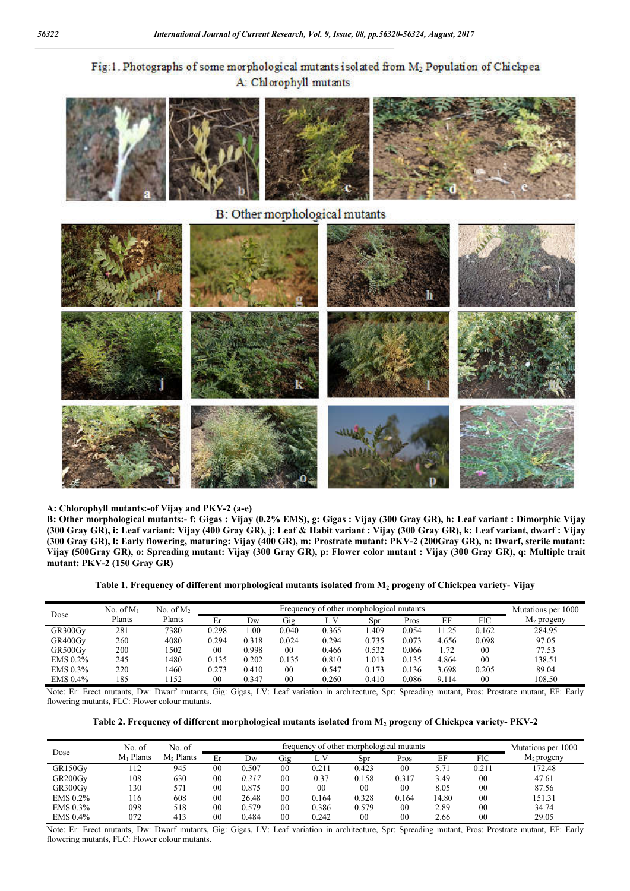Fig:1. Photographs of some morphological mutants isolated from $M_2$ Population of Chickpea

A: Chlorophyll mutants

B: Other morphological mutants

**A: Chlorophyll mutants:-of Vijay and PKV-2 (a-e)**

**B: Other morphological mutants:- f: Gigas : Vijay (0.2% EMS), g: Gigas : Vijay (300 Gray GR), h: Leaf variant : Dimorphic Vijay (300 Gray GR), i: Leaf variant: Vijay (400 Gray GR), j: Leaf & Habit variant : Vijay (300 Gray GR), k: Leaf variant, dwarf : Vijay (300 Gray GR), l: Early flowering, maturing: Vijay (400 GR), m: Prostrate mutant: PKV-2 (200Gray GR), n: Dwarf, sterile mutant: Vijay (500Gray GR), o: Spreading mutant: Vijay (300 Gray GR), p: Flower color mutant : Vijay (300 Gray GR), q: Multiple trait mutant: PKV-2 (150 Gray GR)**

**Table 1. Frequency of different morphological mutants isolated from $M_2$ progeny of Chickpea variety- Vijay**

| Dose | No. of $M_1$ Plants | No. of $M_2$ Plants | Frequency of other morphological mutants | | | | | | | | Mutations per 1000 $M_2$ progeny |
|---|---|---|---|---|---|---|---|---|---|---|---|
| | | | Er | Dw | Gig | L V | Spr | Pros | EF | FlC | |
| GR300Gy | 281 | 7380 | 0.298 | 1.00 | 0.040 | 0.365 | 1.409 | 0.054 | 11.25 | 0.162 | 284.95 |
| GR400Gy | 260 | 4080 | 0.294 | 0.318 | 0.024 | 0.294 | 0.735 | 0.073 | 4.656 | 0.098 | 97.05 |
| GR500Gy | 200 | 1502 | 00 | 0.998 | 00 | 0.466 | 0.532 | 0.066 | 1.72 | 00 | 77.53 |
| EMS 0.2% | 245 | 1480 | 0.135 | 0.202 | 0.135 | 0.810 | 1.013 | 0.135 | 4.864 | 00 | 138.51 |
| EMS 0.3% | 220 | 1460 | 0.273 | 0.410 | 00 | 0.547 | 0.173 | 0.136 | 3.698 | 0.205 | 89.04 |
| EMS 0.4% | 185 | 1152 | 00 | 0.347 | 00 | 0.260 | 0.410 | 0.086 | 9.114 | 00 | 108.50 |

Note: Er: Erect mutants, Dw: Dwarf mutants, Gig: Gigas, LV: Leaf variation in architecture, Spr: Spreading mutant, Pros: Prostrate mutant, EF: Early flowering mutants, FLC: Flower colour mutants.

**Table 2. Frequency of different morphological mutants isolated from $M_2$ progeny of Chickpea variety- PKV-2**

| Dose | No. of $M_1$ Plants | No. of $M_2$ Plants | frequency of other morphological mutants | | | | | | | | Mutations per 1000 $M_2$ progeny |
|---|---|---|---|---|---|---|---|---|---|---|---|
| | | | Er | Dw | Gig | L V | Spr | Pros | EF | FlC | |
| GR150Gy | 112 | 945 | 00 | 0.507 | 00 | 0.211 | 0.423 | 00 | 5.71 | 0.211 | 172.48 |
| GR200Gy | 108 | 630 | 00 | *0.317* | 00 | 0.37 | 0.158 | 0.317 | 3.49 | 00 | 47.61 |
| GR300Gy | 130 | 571 | 00 | 0.875 | 00 | 00 | 00 | 00 | 8.05 | 00 | 87.56 |
| EMS 0.2% | 116 | 608 | 00 | 26.48 | 00 | 0.164 | 0.328 | 0.164 | 14.80 | 00 | 151.31 |
| EMS 0.3% | 098 | 518 | 00 | 0.579 | 00 | 0.386 | 0.579 | 00 | 2.89 | 00 | 34.74 |
| EMS 0.4% | 072 | 413 | 00 | 0.484 | 00 | 0.242 | 00 | 00 | 2.66 | 00 | 29.05 |

Note: Er: Erect mutants, Dw: Dwarf mutants, Gig: Gigas, LV: Leaf variation in architecture, Spr: Spreading mutant, Pros: Prostrate mutant, EF: Early flowering mutants, FLC: Flower colour mutants.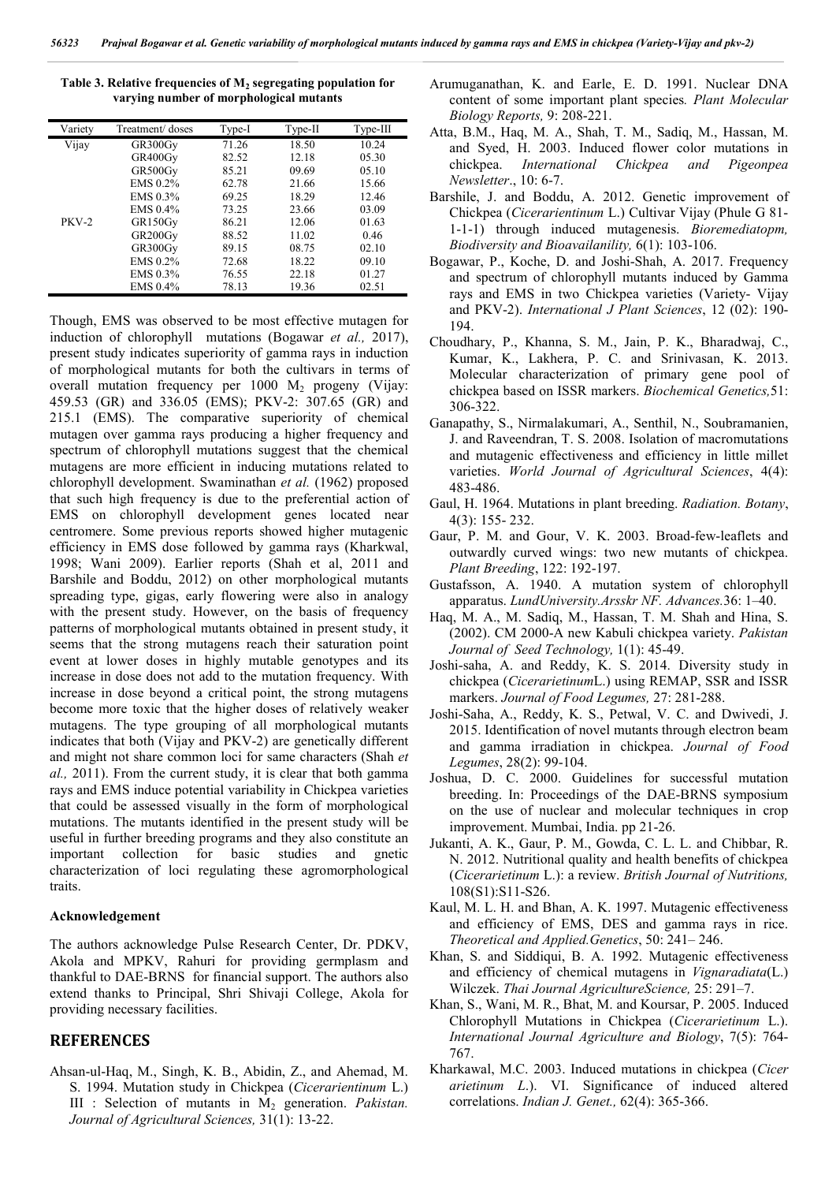**Table 3. Relative frequencies of $M_2$ segregating population for varying number of morphological mutants**

| Variety | Treatment/ doses | Type-I | Type-II | Type-III |
|---|---|---|---|---|
| Vijay | GR300Gy | 71.26 | 18.50 | 10.24 |
| | GR400Gy | 82.52 | 12.18 | 05.30 |
| | GR500Gy | 85.21 | 09.69 | 05.10 |
| | EMS 0.2% | 62.78 | 21.66 | 15.66 |
| | EMS 0.3% | 69.25 | 18.29 | 12.46 |
| | EMS 0.4% | 73.25 | 23.66 | 03.09 |
| PKV-2 | GR150Gy | 86.21 | 12.06 | 01.63 |
| | GR200Gy | 88.52 | 11.02 | 0.46 |
| | GR300Gy | 89.15 | 08.75 | 02.10 |
| | EMS 0.2% | 72.68 | 18.22 | 09.10 |
| | EMS 0.3% | 76.55 | 22.18 | 01.27 |
| | EMS 0.4% | 78.13 | 19.36 | 02.51 |

Though, EMS was observed to be most effective mutagen for induction of chlorophyll mutations (Bogawar *et al.,* 2017), present study indicates superiority of gamma rays in induction of morphological mutants for both the cultivars in terms of overall mutation frequency per 1000 $M_2$ progeny (Vijay: 459.53 (GR) and 336.05 (EMS); PKV-2: 307.65 (GR) and 215.1 (EMS). The comparative superiority of chemical mutagen over gamma rays producing a higher frequency and spectrum of chlorophyll mutations suggest that the chemical mutagens are more efficient in inducing mutations related to chlorophyll development. Swaminathan *et al.* (1962) proposed that such high frequency is due to the preferential action of EMS on chlorophyll development genes located near centromere. Some previous reports showed higher mutagenic efficiency in EMS dose followed by gamma rays (Kharkwal, 1998; Wani 2009). Earlier reports (Shah et al, 2011 and Barshile and Boddu, 2012) on other morphological mutants spreading type, gigas, early flowering were also in analogy with the present study. However, on the basis of frequency patterns of morphological mutants obtained in present study, it seems that the strong mutagens reach their saturation point event at lower doses in highly mutable genotypes and its increase in dose does not add to the mutation frequency. With increase in dose beyond a critical point, the strong mutagens become more toxic that the higher doses of relatively weaker mutagens. The type grouping of all morphological mutants indicates that both (Vijay and PKV-2) are genetically different and might not share common loci for same characters (Shah *et al.,* 2011). From the current study, it is clear that both gamma rays and EMS induce potential variability in Chickpea varieties that could be assessed visually in the form of morphological mutations. The mutants identified in the present study will be useful in further breeding programs and they also constitute an important collection for basic studies and gnetic characterization of loci regulating these agromorphological traits.

### Acknowledgement

The authors acknowledge Pulse Research Center, Dr. PDKV, Akola and MPKV, Rahuri for providing germplasm and thankful to DAE-BRNS for financial support. The authors also extend thanks to Principal, Shri Shivaji College, Akola for providing necessary facilities.

## REFERENCES

Ahsan-ul-Haq, M., Singh, K. B., Abidin, Z., and Ahemad, M. S. 1994. Mutation study in Chickpea (*Cicerarientinum* L.) III : Selection of mutants in $M_2$ generation. *Pakistan. Journal of Agricultural Sciences,* 31(1): 13-22.

Arumuganathan, K. and Earle, E. D. 1991. Nuclear DNA content of some important plant species*. Plant Molecular Biology Reports,* 9: 208-221.

Atta, B.M., Haq, M. A., Shah, T. M., Sadiq, M., Hassan, M. and Syed, H. 2003. Induced flower color mutations in chickpea. *International Chickpea and Pigeonpea Newsletter*., 10: 6-7.

Barshile, J. and Boddu, A. 2012. Genetic improvement of Chickpea (*Cicerarientinum* L.) Cultivar Vijay (Phule G 81-1-1-1) through induced mutagenesis. *Bioremediatopm, Biodiversity and Bioavailanility,* 6(1): 103-106.

Bogawar, P., Koche, D. and Joshi-Shah, A. 2017. Frequency and spectrum of chlorophyll mutants induced by Gamma rays and EMS in two Chickpea varieties (Variety- Vijay and PKV-2). *International J Plant Sciences*, 12 (02): 190-194.

Choudhary, P., Khanna, S. M., Jain, P. K., Bharadwaj, C., Kumar, K., Lakhera, P. C. and Srinivasan, K. 2013. Molecular characterization of primary gene pool of chickpea based on ISSR markers. *Biochemical Genetics,*51: 306-322.

Ganapathy, S., Nirmalakumari, A., Senthil, N., Soubramanien, J. and Raveendran, T. S. 2008. Isolation of macromutations and mutagenic effectiveness and efficiency in little millet varieties. *World Journal of Agricultural Sciences*, 4(4): 483-486.

Gaul, H. 1964. Mutations in plant breeding. *Radiation. Botany*, 4(3): 155- 232.

Gaur, P. M. and Gour, V. K. 2003. Broad-few-leaflets and outwardly curved wings: two new mutants of chickpea. *Plant Breeding*, 122: 192-197.

Gustafsson, A. 1940. A mutation system of chlorophyll apparatus. *LundUniversity.Arsskr NF. Advances.*36: 1–40.

Haq, M. A., M. Sadiq, M., Hassan, T. M. Shah and Hina, S. (2002). CM 2000-A new Kabuli chickpea variety. *Pakistan Journal of Seed Technology,* 1(1): 45-49.

Joshi-saha, A. and Reddy, K. S. 2014. Diversity study in chickpea (*Cicerarietinum*L.) using REMAP, SSR and ISSR markers. *Journal of Food Legumes,* 27: 281-288.

Joshi-Saha, A., Reddy, K. S., Petwal, V. C. and Dwivedi, J. 2015. Identification of novel mutants through electron beam and gamma irradiation in chickpea. *Journal of Food Legumes*, 28(2): 99-104.

Joshua, D. C. 2000. Guidelines for successful mutation breeding. In: Proceedings of the DAE-BRNS symposium on the use of nuclear and molecular techniques in crop improvement. Mumbai, India. pp 21-26.

Jukanti, A. K., Gaur, P. M., Gowda, C. L. L. and Chibbar, R. N. 2012. Nutritional quality and health benefits of chickpea (*Cicerarietinum* L.): a review. *British Journal of Nutritions,* 108(S1):S11-S26.

Kaul, M. L. H. and Bhan, A. K. 1997. Mutagenic effectiveness and efficiency of EMS, DES and gamma rays in rice. *Theoretical and Applied.Genetics*, 50: 241– 246.

Khan, S. and Siddiqui, B. A. 1992. Mutagenic effectiveness and efficiency of chemical mutagens in *Vignaradiata*(L.) Wilczek. *Thai Journal AgricultureScience,* 25: 291–7.

Khan, S., Wani, M. R., Bhat, M. and Koursar, P. 2005. Induced Chlorophyll Mutations in Chickpea (*Cicerarietinum* L.). *International Journal Agriculture and Biology*, 7(5): 764-767.

Kharkawal, M.C. 2003. Induced mutations in chickpea (*Cicer arietinum L*.). VI. Significance of induced altered correlations. *Indian J. Genet.,* 62(4): 365-366.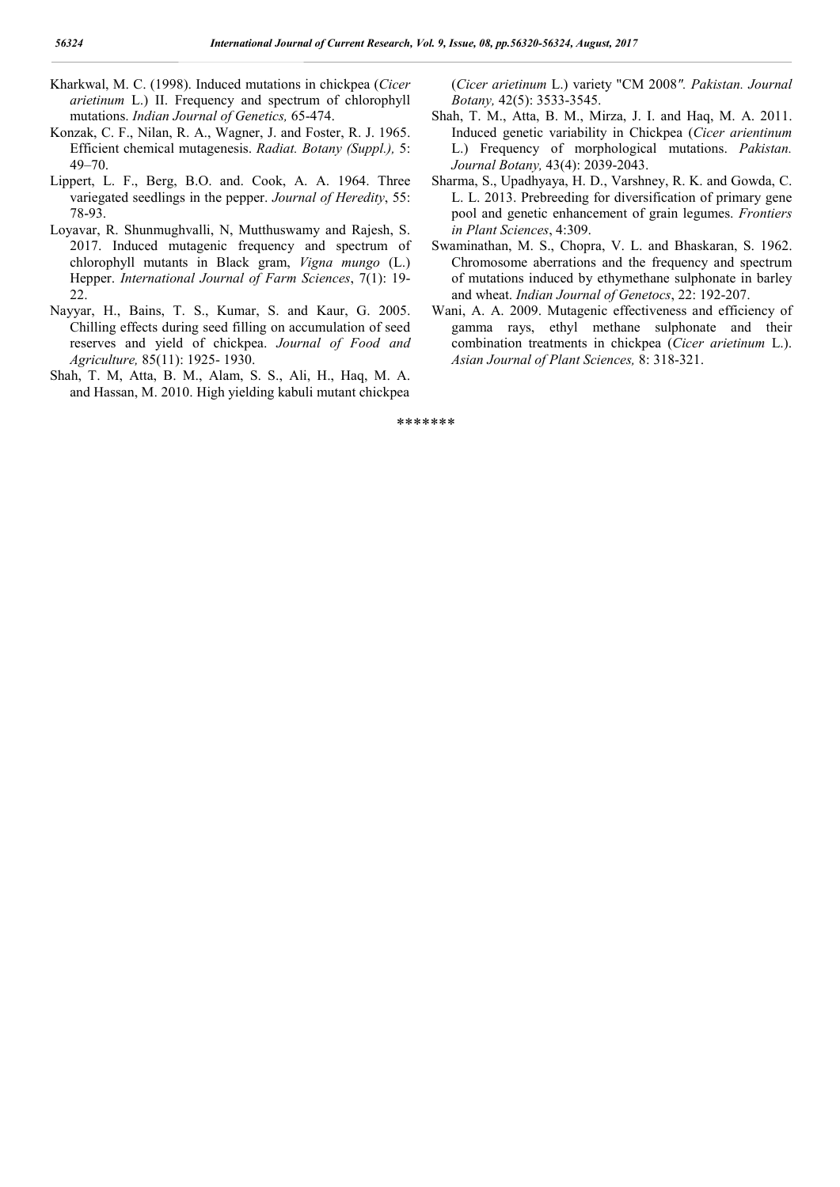Kharkwal, M. C. (1998). Induced mutations in chickpea (*Cicer arietinum* L.) II. Frequency and spectrum of chlorophyll mutations. *Indian Journal of Genetics,* 65-474.

Konzak, C. F., Nilan, R. A., Wagner, J. and Foster, R. J. 1965. Efficient chemical mutagenesis. *Radiat. Botany (Suppl.),* 5: 49–70.

Lippert, L. F., Berg, B.O. and. Cook, A. A. 1964. Three variegated seedlings in the pepper. *Journal of Heredity*, 55: 78-93.

Loyavar, R. Shunmughvalli, N, Mutthuswamy and Rajesh, S. 2017. Induced mutagenic frequency and spectrum of chlorophyll mutants in Black gram, *Vigna mungo* (L.) Hepper. *International Journal of Farm Sciences*, 7(1): 19-22.

Nayyar, H., Bains, T. S., Kumar, S. and Kaur, G. 2005. Chilling effects during seed filling on accumulation of seed reserves and yield of chickpea. *Journal of Food and Agriculture,* 85(11): 1925- 1930.

Shah, T. M, Atta, B. M., Alam, S. S., Ali, H., Haq, M. A. and Hassan, M. 2010. High yielding kabuli mutant chickpea (*Cicer arietinum* L.) variety "CM 2008*". Pakistan. Journal Botany,* 42(5): 3533-3545.

Shah, T. M., Atta, B. M., Mirza, J. I. and Haq, M. A. 2011. Induced genetic variability in Chickpea (*Cicer arientinum* L.) Frequency of morphological mutations. *Pakistan. Journal Botany,* 43(4): 2039-2043.

Sharma, S., Upadhyaya, H. D., Varshney, R. K. and Gowda, C. L. L. 2013. Prebreeding for diversification of primary gene pool and genetic enhancement of grain legumes. *Frontiers in Plant Sciences*, 4:309.

Swaminathan, M. S., Chopra, V. L. and Bhaskaran, S. 1962. Chromosome aberrations and the frequency and spectrum of mutations induced by ethymethane sulphonate in barley and wheat. *Indian Journal of Genetocs*, 22: 192-207.

Wani, A. A. 2009. Mutagenic effectiveness and efficiency of gamma rays, ethyl methane sulphonate and their combination treatments in chickpea (*Cicer arietinum* L.). *Asian Journal of Plant Sciences,* 8: 318-321.

*******